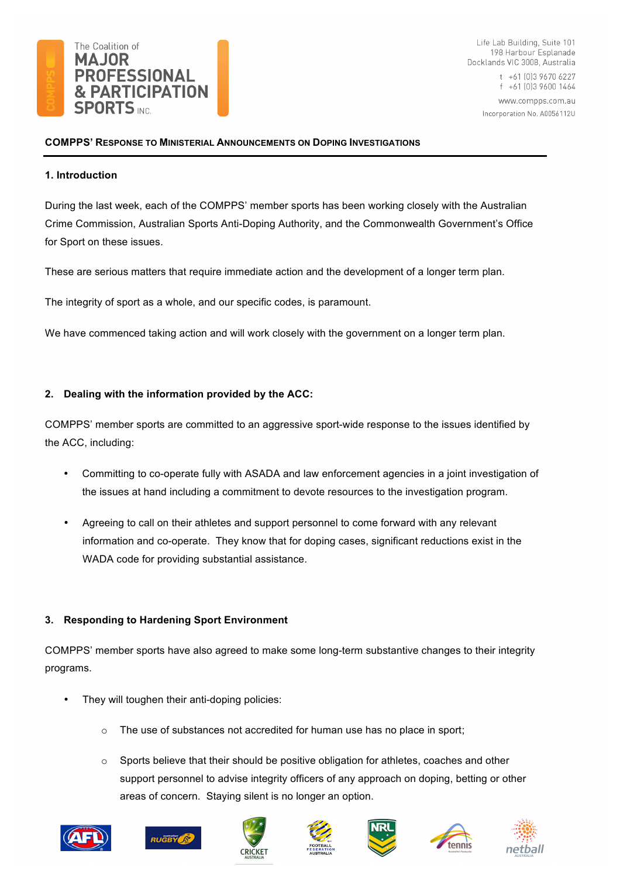The Coalition of
MAJOR PROFESSIONAL & PARTICIPATION SPORTS INC.

Life Lab Building, Suite 101
198 Harbour Esplanade
Docklands VIC 3008, Australia

t +61 (0)3 9670 6227
f +61 (0)3 9600 1464

www.compps.com.au

Incorporation No. A0056112U

## COMPPS' Response to Ministerial Announcements on Doping Investigations

### 1. Introduction

During the last week, each of the COMPPS' member sports has been working closely with the Australian Crime Commission, Australian Sports Anti-Doping Authority, and the Commonwealth Government's Office for Sport on these issues.

These are serious matters that require immediate action and the development of a longer term plan.

The integrity of sport as a whole, and our specific codes, is paramount.

We have commenced taking action and will work closely with the government on a longer term plan.

### 2. Dealing with the information provided by the ACC:

COMPPS' member sports are committed to an aggressive sport-wide response to the issues identified by the ACC, including:

- Committing to co-operate fully with ASADA and law enforcement agencies in a joint investigation of the issues at hand including a commitment to devote resources to the investigation program.
- Agreeing to call on their athletes and support personnel to come forward with any relevant information and co-operate. They know that for doping cases, significant reductions exist in the WADA code for providing substantial assistance.

### 3. Responding to Hardening Sport Environment

COMPPS' member sports have also agreed to make some long-term substantive changes to their integrity programs.

- They will toughen their anti-doping policies:
  - The use of substances not accredited for human use has no place in sport;
  - Sports believe that their should be positive obligation for athletes, coaches and other support personnel to advise integrity officers of any approach on doping, betting or other areas of concern. Staying silent is no longer an option.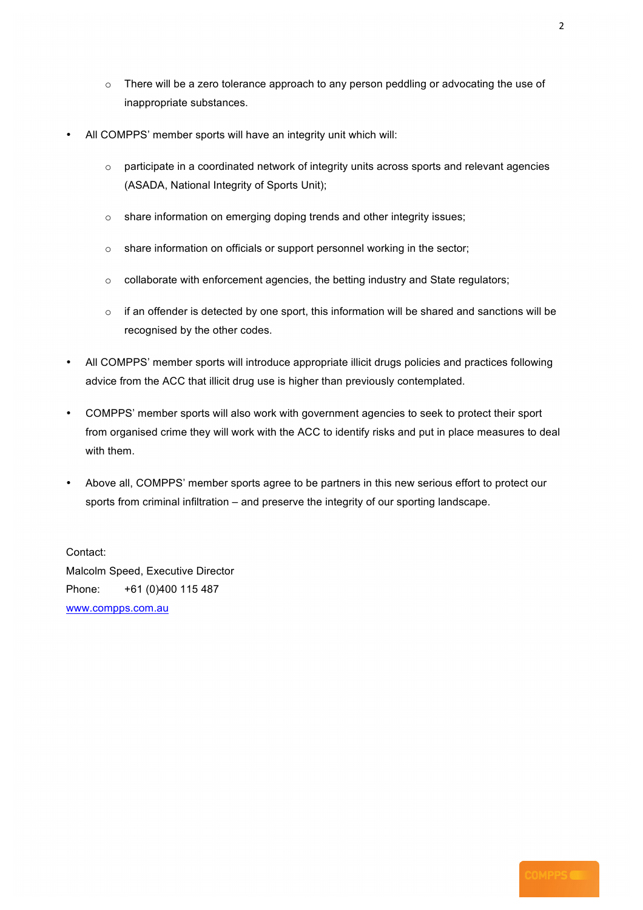- There will be a zero tolerance approach to any person peddling or advocating the use of inappropriate substances.

- All COMPPS' member sports will have an integrity unit which will:

    - participate in a coordinated network of integrity units across sports and relevant agencies (ASADA, National Integrity of Sports Unit);
    - share information on emerging doping trends and other integrity issues;
    - share information on officials or support personnel working in the sector;
    - collaborate with enforcement agencies, the betting industry and State regulators;
    - if an offender is detected by one sport, this information will be shared and sanctions will be recognised by the other codes.

- All COMPPS' member sports will introduce appropriate illicit drugs policies and practices following advice from the ACC that illicit drug use is higher than previously contemplated.

- COMPPS' member sports will also work with government agencies to seek to protect their sport from organised crime they will work with the ACC to identify risks and put in place measures to deal with them.

- Above all, COMPPS' member sports agree to be partners in this new serious effort to protect our sports from criminal infiltration – and preserve the integrity of our sporting landscape.

Contact:
Malcolm Speed, Executive Director
Phone: +61 (0)400 115 487
www.compps.com.au